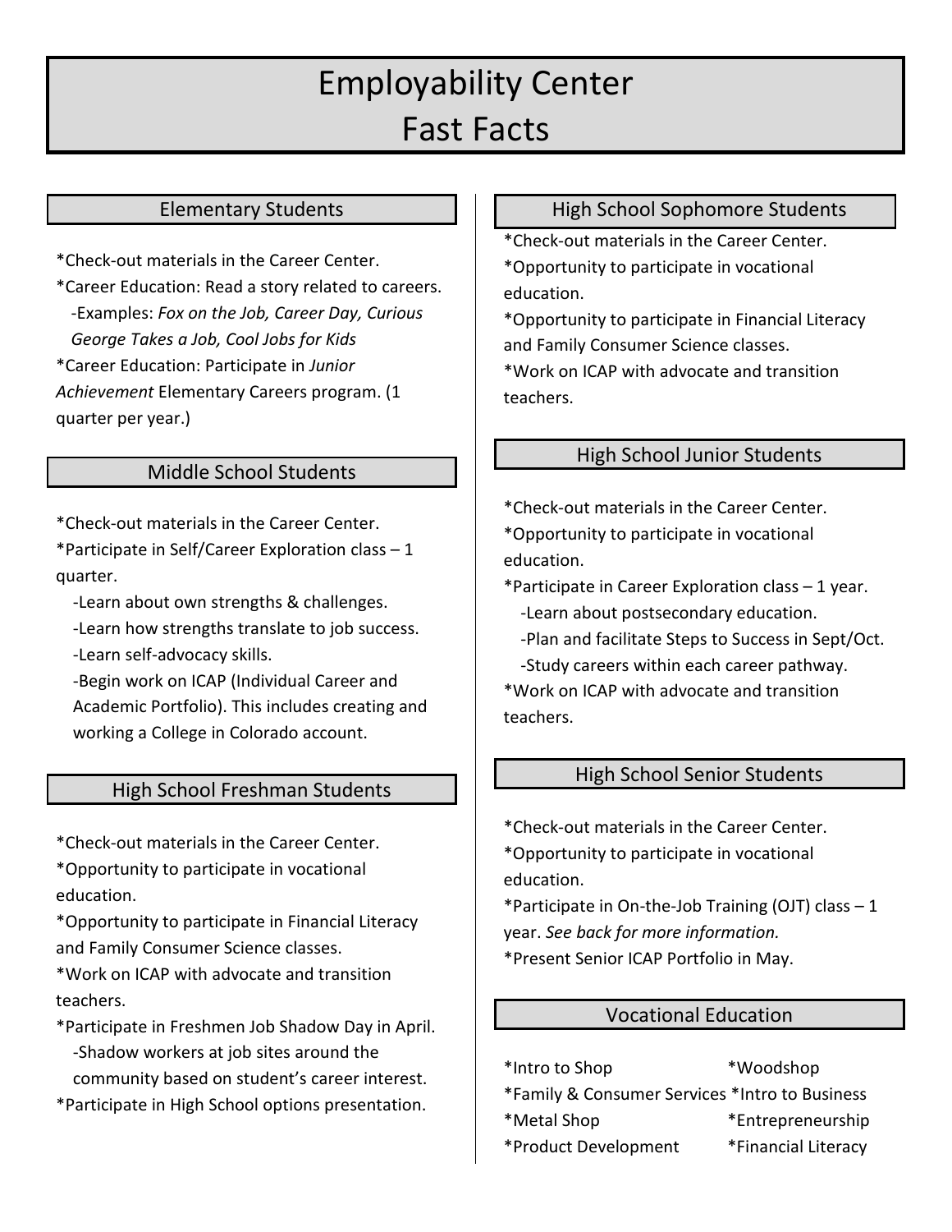# Employability Center Fast Facts

## Elementary Students

*Check-out materials in the Career Center.
*Career Education: Read a story related to careers.
-Examples: *Fox on the Job, Career Day, Curious George Takes a Job, Cool Jobs for Kids*
*Career Education: Participate in *Junior Achievement* Elementary Careers program. (1 quarter per year.)

## Middle School Students

*Check-out materials in the Career Center.
*Participate in Self/Career Exploration class – 1 quarter.
-Learn about own strengths & challenges.
-Learn how strengths translate to job success.
-Learn self-advocacy skills.
-Begin work on ICAP (Individual Career and Academic Portfolio). This includes creating and working a College in Colorado account.

## High School Freshman Students

*Check-out materials in the Career Center.
*Opportunity to participate in vocational education.
*Opportunity to participate in Financial Literacy and Family Consumer Science classes.
*Work on ICAP with advocate and transition teachers.
*Participate in Freshmen Job Shadow Day in April.
-Shadow workers at job sites around the community based on student's career interest.
*Participate in High School options presentation.

## High School Sophomore Students

*Check-out materials in the Career Center.
*Opportunity to participate in vocational education.
*Opportunity to participate in Financial Literacy and Family Consumer Science classes.
*Work on ICAP with advocate and transition teachers.

## High School Junior Students

*Check-out materials in the Career Center.
*Opportunity to participate in vocational education.
*Participate in Career Exploration class – 1 year.
-Learn about postsecondary education.
-Plan and facilitate Steps to Success in Sept/Oct.
-Study careers within each career pathway.
*Work on ICAP with advocate and transition teachers.

## High School Senior Students

*Check-out materials in the Career Center.
*Opportunity to participate in vocational education.
*Participate in On-the-Job Training (OJT) class – 1 year. *See back for more information.*
*Present Senior ICAP Portfolio in May.

## Vocational Education

*Intro to Shop
*Woodshop
*Family & Consumer Services
*Intro to Business
*Metal Shop
*Entrepreneurship
*Product Development
*Financial Literacy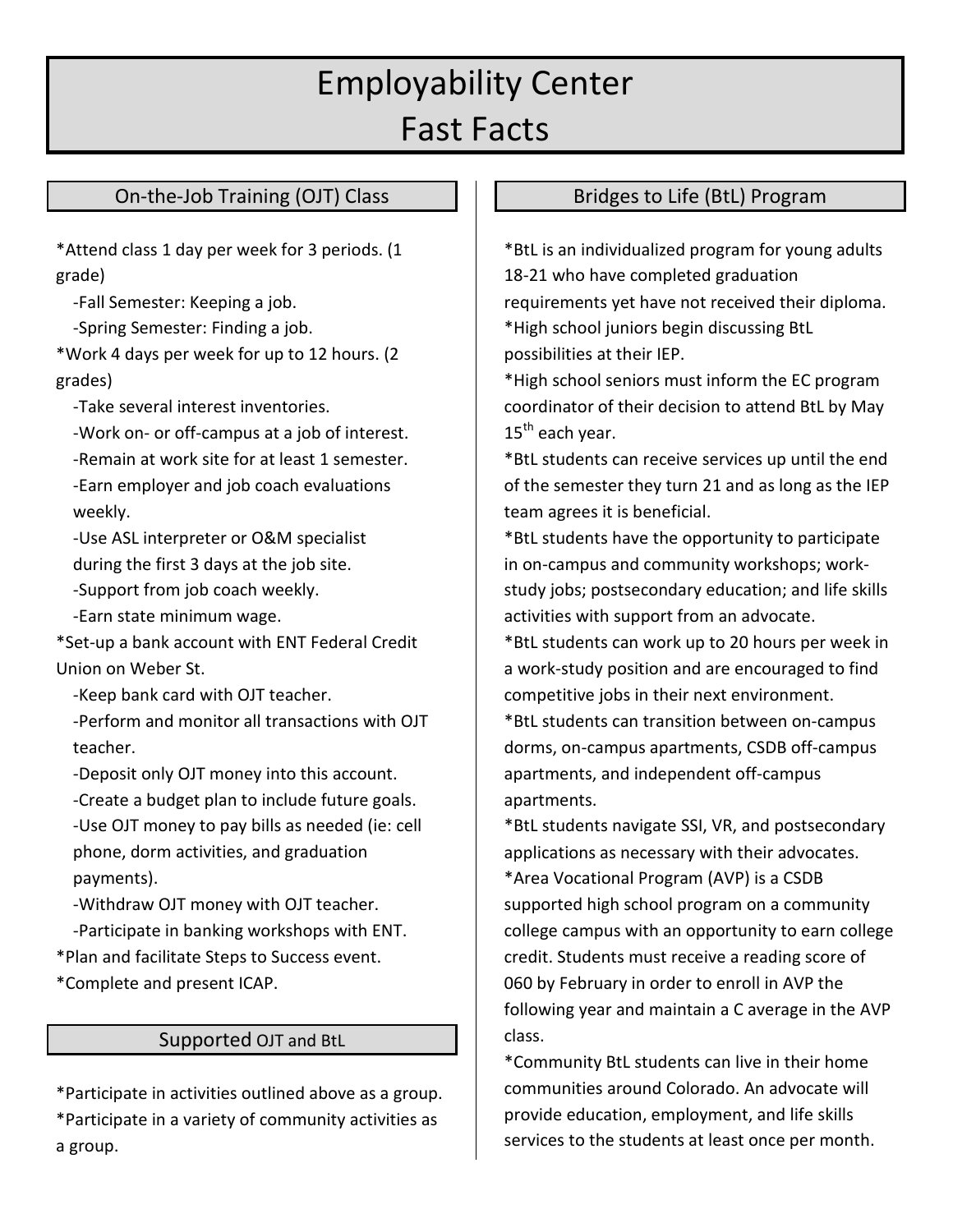# Employability Center Fast Facts

## On-the-Job Training (OJT) Class

*Attend class 1 day per week for 3 periods. (1 grade)
- Fall Semester: Keeping a job.
- Spring Semester: Finding a job.

*Work 4 days per week for up to 12 hours. (2 grades)
- Take several interest inventories.
- Work on- or off-campus at a job of interest.
- Remain at work site for at least 1 semester.
- Earn employer and job coach evaluations weekly.
- Use ASL interpreter or O&M specialist during the first 3 days at the job site.
- Support from job coach weekly.
- Earn state minimum wage.

*Set-up a bank account with ENT Federal Credit Union on Weber St.
- Keep bank card with OJT teacher.
- Perform and monitor all transactions with OJT teacher.
- Deposit only OJT money into this account.
- Create a budget plan to include future goals.
- Use OJT money to pay bills as needed (ie: cell phone, dorm activities, and graduation payments).
- Withdraw OJT money with OJT teacher.
- Participate in banking workshops with ENT.

*Plan and facilitate Steps to Success event.

*Complete and present ICAP.

## Supported OJT and BtL

*Participate in activities outlined above as a group.

*Participate in a variety of community activities as a group.

## Bridges to Life (BtL) Program

*BtL is an individualized program for young adults 18-21 who have completed graduation requirements yet have not received their diploma.

*High school juniors begin discussing BtL possibilities at their IEP.

*High school seniors must inform the EC program coordinator of their decision to attend BtL by May 15th each year.

*BtL students can receive services up until the end of the semester they turn 21 and as long as the IEP team agrees it is beneficial.

*BtL students have the opportunity to participate in on-campus and community workshops; work-study jobs; postsecondary education; and life skills activities with support from an advocate.

*BtL students can work up to 20 hours per week in a work-study position and are encouraged to find competitive jobs in their next environment.

*BtL students can transition between on-campus dorms, on-campus apartments, CSDB off-campus apartments, and independent off-campus apartments.

*BtL students navigate SSI, VR, and postsecondary applications as necessary with their advocates.

*Area Vocational Program (AVP) is a CSDB supported high school program on a community college campus with an opportunity to earn college credit. Students must receive a reading score of 060 by February in order to enroll in AVP the following year and maintain a C average in the AVP class.

*Community BtL students can live in their home communities around Colorado. An advocate will provide education, employment, and life skills services to the students at least once per month.